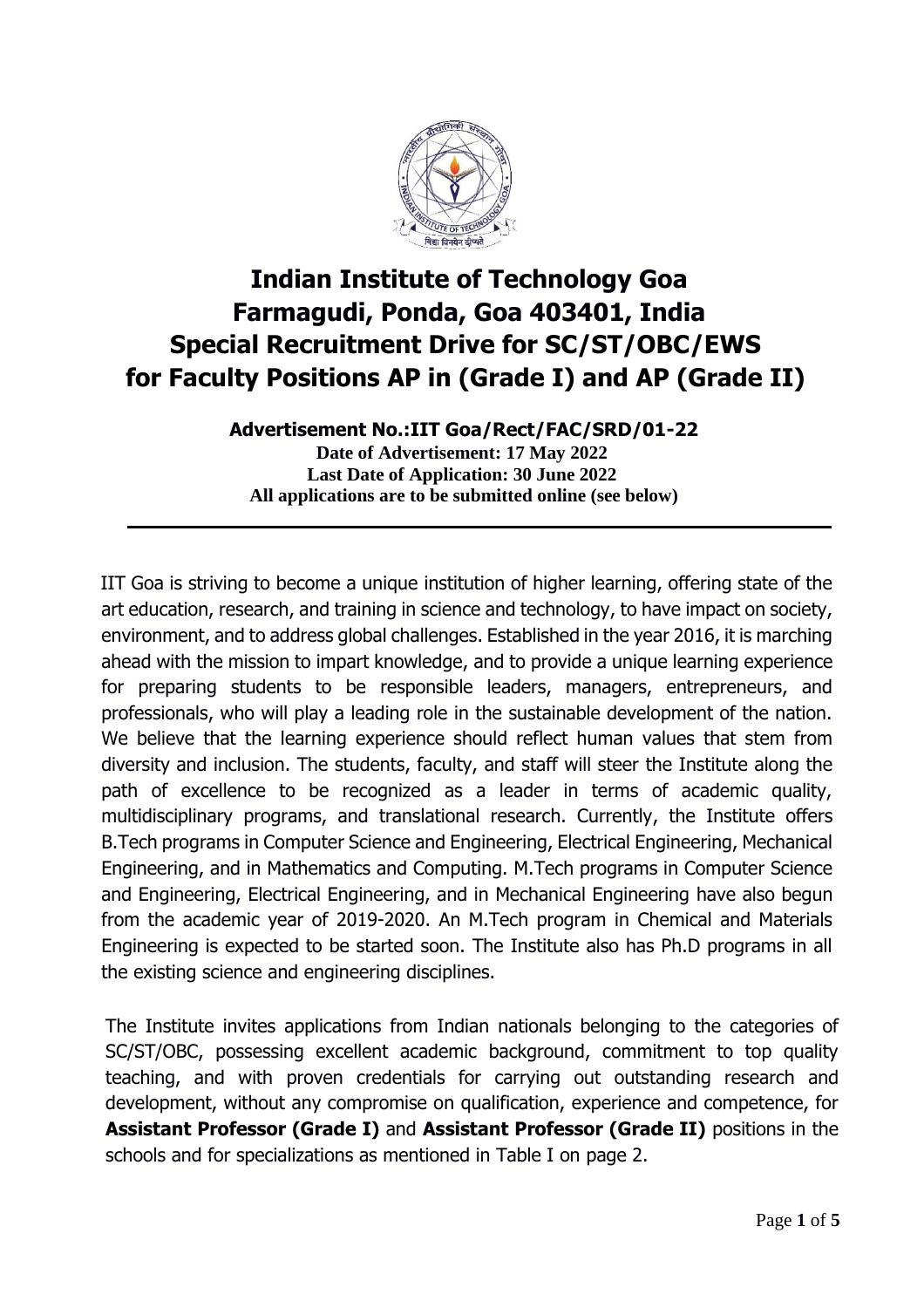# Indian Institute of Technology Goa
# Farmagudi, Ponda, Goa 403401, India
# Special Recruitment Drive for SC/ST/OBC/EWS
# for Faculty Positions AP in (Grade I) and AP (Grade II)

**Advertisement No.:IIT Goa/Rect/FAC/SRD/01-22**

**Date of Advertisement: 17 May 2022**

**Last Date of Application: 30 June 2022**

**All applications are to be submitted online (see below)**

---

IIT Goa is striving to become a unique institution of higher learning, offering state of the art education, research, and training in science and technology, to have impact on society, environment, and to address global challenges. Established in the year 2016, it is marching ahead with the mission to impart knowledge, and to provide a unique learning experience for preparing students to be responsible leaders, managers, entrepreneurs, and professionals, who will play a leading role in the sustainable development of the nation. We believe that the learning experience should reflect human values that stem from diversity and inclusion. The students, faculty, and staff will steer the Institute along the path of excellence to be recognized as a leader in terms of academic quality, multidisciplinary programs, and translational research. Currently, the Institute offers B.Tech programs in Computer Science and Engineering, Electrical Engineering, Mechanical Engineering, and in Mathematics and Computing. M.Tech programs in Computer Science and Engineering, Electrical Engineering, and in Mechanical Engineering have also begun from the academic year of 2019-2020. An M.Tech program in Chemical and Materials Engineering is expected to be started soon. The Institute also has Ph.D programs in all the existing science and engineering disciplines.

The Institute invites applications from Indian nationals belonging to the categories of SC/ST/OBC, possessing excellent academic background, commitment to top quality teaching, and with proven credentials for carrying out outstanding research and development, without any compromise on qualification, experience and competence, for **Assistant Professor (Grade I)** and **Assistant Professor (Grade II)** positions in the schools and for specializations as mentioned in Table I on page 2.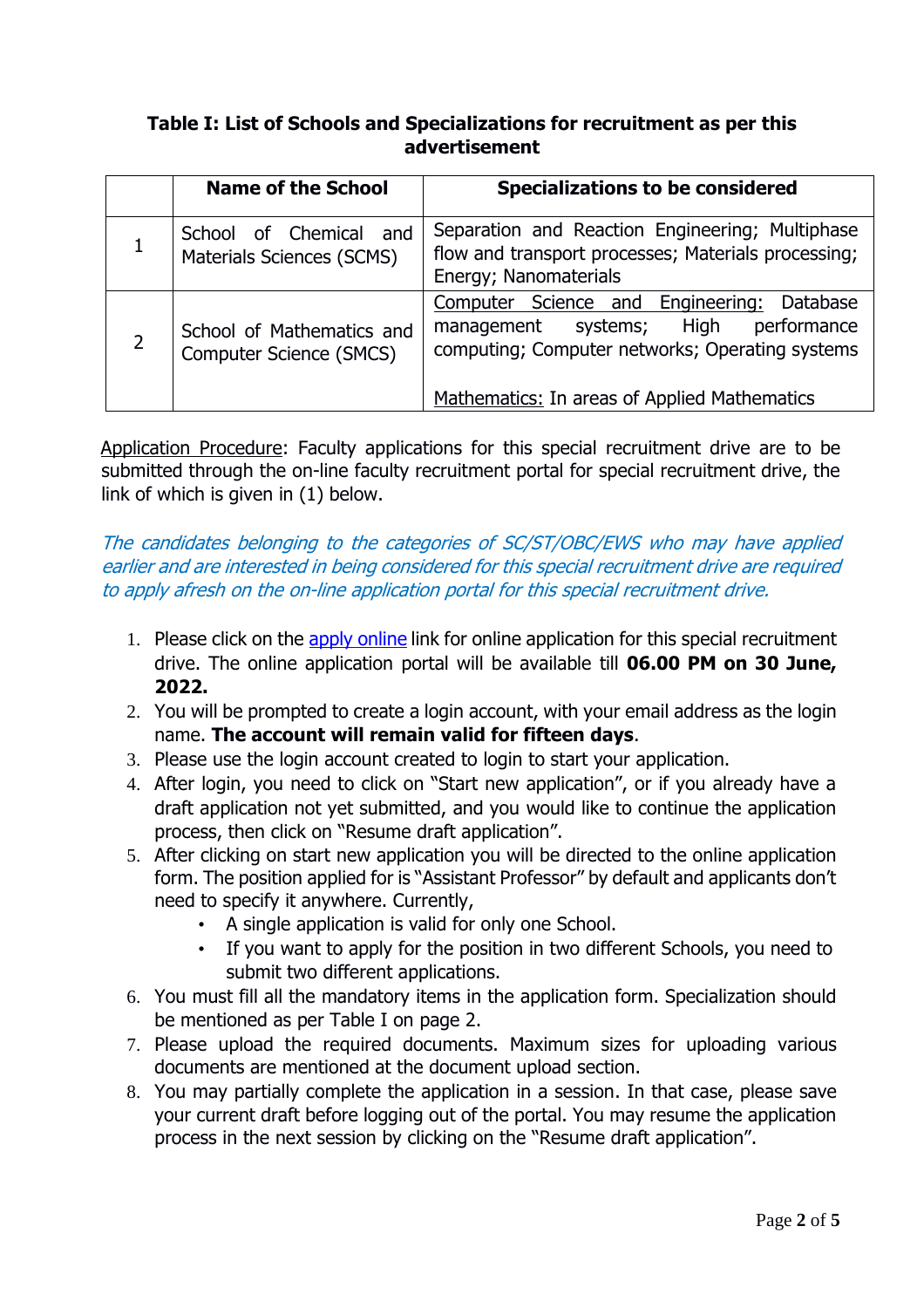**Table I: List of Schools and Specializations for recruitment as per this advertisement**

| | Name of the School | Specializations to be considered |
|---|---|---|
| 1 | School of Chemical and Materials Sciences (SCMS) | Separation and Reaction Engineering; Multiphase flow and transport processes; Materials processing; Energy; Nanomaterials |
| 2 | School of Mathematics and Computer Science (SMCS) | Computer Science and Engineering: Database management systems; High performance computing; Computer networks; Operating systems<br><br>Mathematics: In areas of Applied Mathematics |

Application Procedure: Faculty applications for this special recruitment drive are to be submitted through the on-line faculty recruitment portal for special recruitment drive, the link of which is given in (1) below.

*The candidates belonging to the categories of SC/ST/OBC/EWS who may have applied earlier and are interested in being considered for this special recruitment drive are required to apply afresh on the on-line application portal for this special recruitment drive.*

1. Please click on the apply online link for online application for this special recruitment drive. The online application portal will be available till **06.00 PM on 30 June, 2022.**
2. You will be prompted to create a login account, with your email address as the login name. **The account will remain valid for fifteen days**.
3. Please use the login account created to login to start your application.
4. After login, you need to click on "Start new application", or if you already have a draft application not yet submitted, and you would like to continue the application process, then click on "Resume draft application".
5. After clicking on start new application you will be directed to the online application form. The position applied for is "Assistant Professor" by default and applicants don't need to specify it anywhere. Currently,
   - A single application is valid for only one School.
   - If you want to apply for the position in two different Schools, you need to submit two different applications.
6. You must fill all the mandatory items in the application form. Specialization should be mentioned as per Table I on page 2.
7. Please upload the required documents. Maximum sizes for uploading various documents are mentioned at the document upload section.
8. You may partially complete the application in a session. In that case, please save your current draft before logging out of the portal. You may resume the application process in the next session by clicking on the "Resume draft application".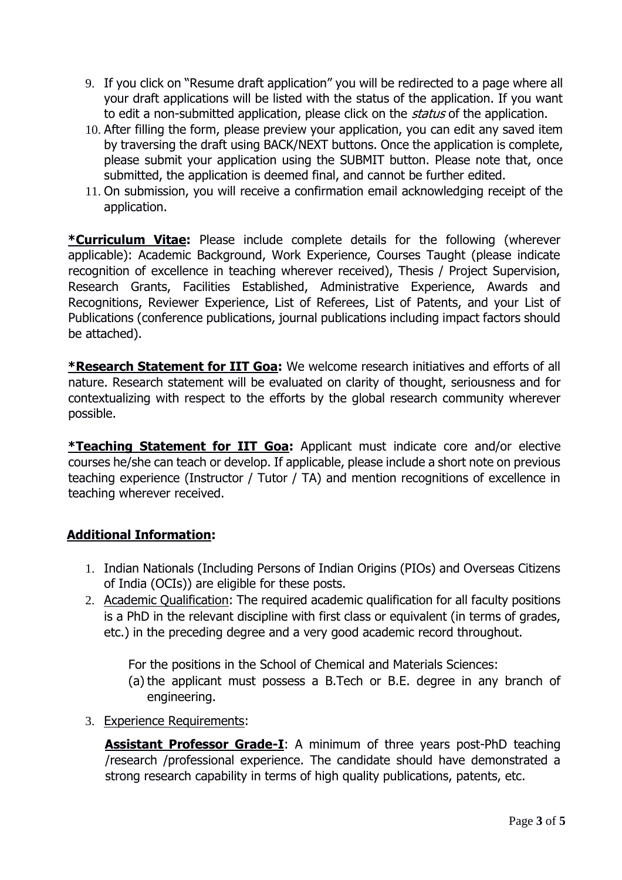9. If you click on "Resume draft application" you will be redirected to a page where all your draft applications will be listed with the status of the application. If you want to edit a non-submitted application, please click on the *status* of the application.
10. After filling the form, please preview your application, you can edit any saved item by traversing the draft using BACK/NEXT buttons. Once the application is complete, please submit your application using the SUBMIT button. Please note that, once submitted, the application is deemed final, and cannot be further edited.
11. On submission, you will receive a confirmation email acknowledging receipt of the application.

**\*Curriculum Vitae:** Please include complete details for the following (wherever applicable): Academic Background, Work Experience, Courses Taught (please indicate recognition of excellence in teaching wherever received), Thesis / Project Supervision, Research Grants, Facilities Established, Administrative Experience, Awards and Recognitions, Reviewer Experience, List of Referees, List of Patents, and your List of Publications (conference publications, journal publications including impact factors should be attached).

**\*Research Statement for IIT Goa:** We welcome research initiatives and efforts of all nature. Research statement will be evaluated on clarity of thought, seriousness and for contextualizing with respect to the efforts by the global research community wherever possible.

**\*Teaching Statement for IIT Goa:** Applicant must indicate core and/or elective courses he/she can teach or develop. If applicable, please include a short note on previous teaching experience (Instructor / Tutor / TA) and mention recognitions of excellence in teaching wherever received.

## Additional Information:

1. Indian Nationals (Including Persons of Indian Origins (PIOs) and Overseas Citizens of India (OCIs)) are eligible for these posts.
2. Academic Qualification: The required academic qualification for all faculty positions is a PhD in the relevant discipline with first class or equivalent (in terms of grades, etc.) in the preceding degree and a very good academic record throughout.

   For the positions in the School of Chemical and Materials Sciences:

   (a) the applicant must possess a B.Tech or B.E. degree in any branch of engineering.

3. Experience Requirements:

   **Assistant Professor Grade-I**: A minimum of three years post-PhD teaching /research /professional experience. The candidate should have demonstrated a strong research capability in terms of high quality publications, patents, etc.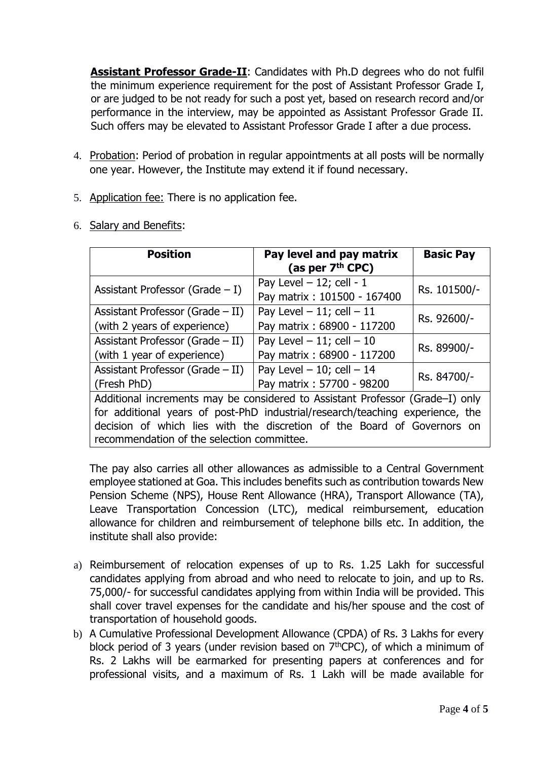**Assistant Professor Grade-II**: Candidates with Ph.D degrees who do not fulfil the minimum experience requirement for the post of Assistant Professor Grade I, or are judged to be not ready for such a post yet, based on research record and/or performance in the interview, may be appointed as Assistant Professor Grade II. Such offers may be elevated to Assistant Professor Grade I after a due process.

4. Probation: Period of probation in regular appointments at all posts will be normally one year. However, the Institute may extend it if found necessary.

5. Application fee: There is no application fee.

6. Salary and Benefits:

| Position | Pay level and pay matrix (as per 7th CPC) | Basic Pay |
|---|---|---|
| Assistant Professor (Grade – I) | Pay Level – 12; cell - 1<br>Pay matrix : 101500 - 167400 | Rs. 101500/- |
| Assistant Professor (Grade – II) (with 2 years of experience) | Pay Level – 11; cell – 11<br>Pay matrix : 68900 - 117200 | Rs. 92600/- |
| Assistant Professor (Grade – II) (with 1 year of experience) | Pay Level – 11; cell – 10<br>Pay matrix : 68900 - 117200 | Rs. 89900/- |
| Assistant Professor (Grade – II) (Fresh PhD) | Pay Level – 10; cell – 14<br>Pay matrix : 57700 - 98200 | Rs. 84700/- |
| Additional increments may be considered to Assistant Professor (Grade–I) only for additional years of post-PhD industrial/research/teaching experience, the decision of which lies with the discretion of the Board of Governors on recommendation of the selection committee. | | |

The pay also carries all other allowances as admissible to a Central Government employee stationed at Goa. This includes benefits such as contribution towards New Pension Scheme (NPS), House Rent Allowance (HRA), Transport Allowance (TA), Leave Transportation Concession (LTC), medical reimbursement, education allowance for children and reimbursement of telephone bills etc. In addition, the institute shall also provide:

a) Reimbursement of relocation expenses of up to Rs. 1.25 Lakh for successful candidates applying from abroad and who need to relocate to join, and up to Rs. 75,000/- for successful candidates applying from within India will be provided. This shall cover travel expenses for the candidate and his/her spouse and the cost of transportation of household goods.
b) A Cumulative Professional Development Allowance (CPDA) of Rs. 3 Lakhs for every block period of 3 years (under revision based on 7thCPC), of which a minimum of Rs. 2 Lakhs will be earmarked for presenting papers at conferences and for professional visits, and a maximum of Rs. 1 Lakh will be made available for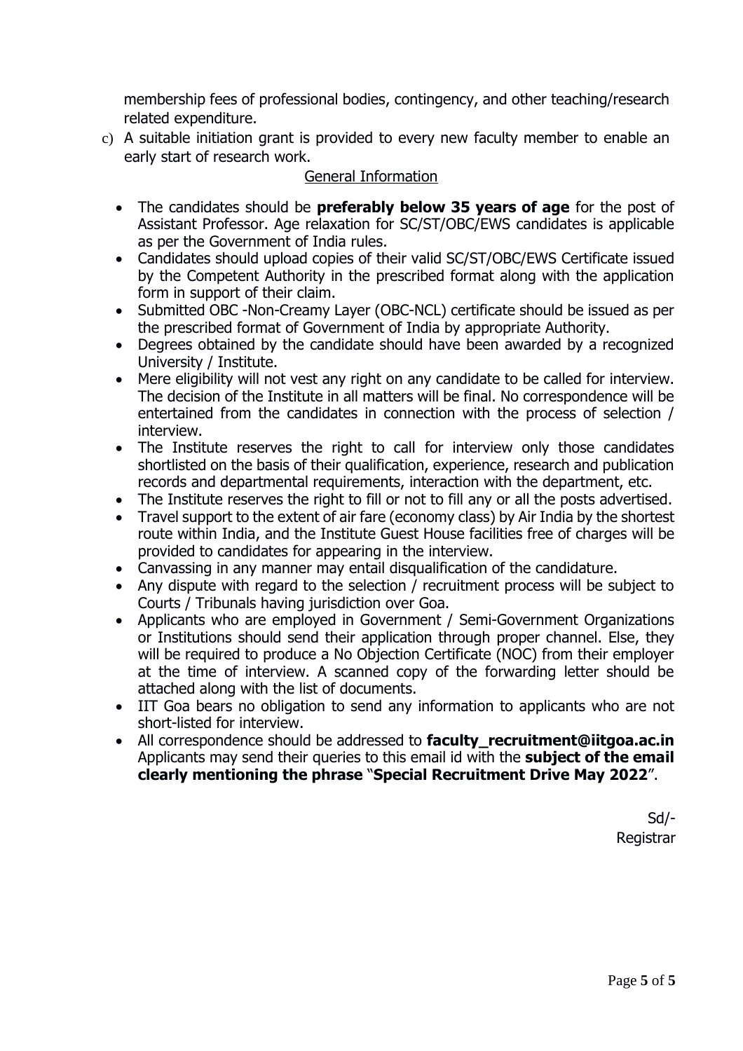membership fees of professional bodies, contingency, and other teaching/research related expenditure.

c) A suitable initiation grant is provided to every new faculty member to enable an early start of research work.

## General Information

- The candidates should be **preferably below 35 years of age** for the post of Assistant Professor. Age relaxation for SC/ST/OBC/EWS candidates is applicable as per the Government of India rules.
- Candidates should upload copies of their valid SC/ST/OBC/EWS Certificate issued by the Competent Authority in the prescribed format along with the application form in support of their claim.
- Submitted OBC -Non-Creamy Layer (OBC-NCL) certificate should be issued as per the prescribed format of Government of India by appropriate Authority.
- Degrees obtained by the candidate should have been awarded by a recognized University / Institute.
- Mere eligibility will not vest any right on any candidate to be called for interview. The decision of the Institute in all matters will be final. No correspondence will be entertained from the candidates in connection with the process of selection / interview.
- The Institute reserves the right to call for interview only those candidates shortlisted on the basis of their qualification, experience, research and publication records and departmental requirements, interaction with the department, etc.
- The Institute reserves the right to fill or not to fill any or all the posts advertised.
- Travel support to the extent of air fare (economy class) by Air India by the shortest route within India, and the Institute Guest House facilities free of charges will be provided to candidates for appearing in the interview.
- Canvassing in any manner may entail disqualification of the candidature.
- Any dispute with regard to the selection / recruitment process will be subject to Courts / Tribunals having jurisdiction over Goa.
- Applicants who are employed in Government / Semi-Government Organizations or Institutions should send their application through proper channel. Else, they will be required to produce a No Objection Certificate (NOC) from their employer at the time of interview. A scanned copy of the forwarding letter should be attached along with the list of documents.
- IIT Goa bears no obligation to send any information to applicants who are not short-listed for interview.
- All correspondence should be addressed to **faculty_recruitment@iitgoa.ac.in** Applicants may send their queries to this email id with the **subject of the email clearly mentioning the phrase** "**Special Recruitment Drive May 2022**".

Sd/-
Registrar